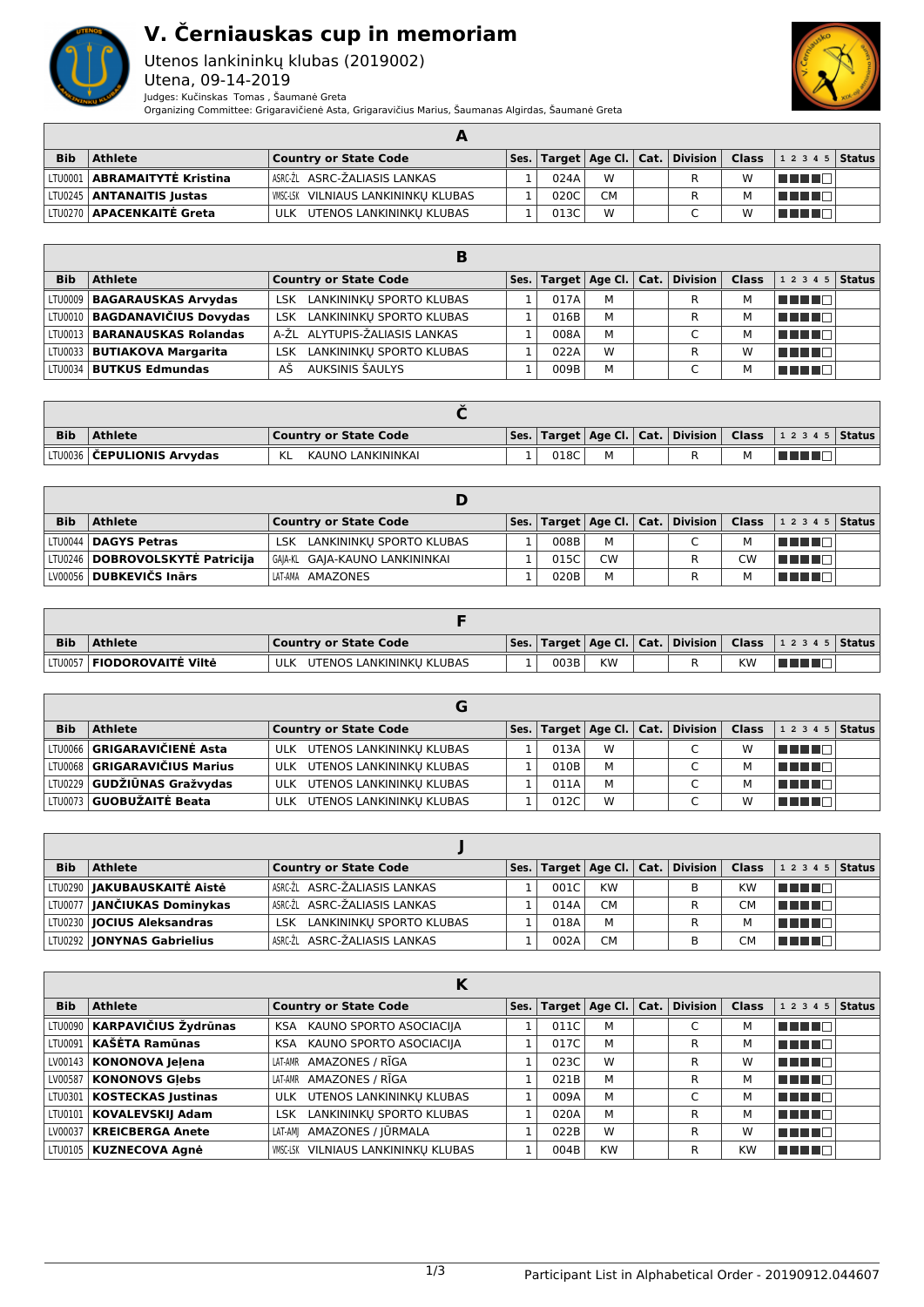# V. Černiauskas cup in memoriam

Utenos lankininkų klubas (2019002)

Utena, 09-14-2019

Judges: Kučinskas Tomas, Šaumanė Greta

Organizing Committee: Grigaravičienė Asta, Grigaravičius Marius, Šaumanas Algirdas, Šaumanė Greta

## A

| Bib | Athlete | Country or State Code | Ses. | Target | Age Cl. | Cat. | Division | Class | 1 2 3 4 5 | Status |
|---|---|---|---|---|---|---|---|---|---|---|
| LTU0001 | **ABRAMAITYTĖ Kristina** | ASRC-ŽL ASRC-ŽALIASIS LANKAS | 1 | 024A | W | | R | W | ■■■■□ | |
| LTU0245 | **ANTANAITIS Justas** | VMSC-LSK VILNIAUS LANKININKŲ KLUBAS | 1 | 020C | CM | | R | M | ■■■■□ | |
| LTU0270 | **APACENKAITĖ Greta** | ULK UTENOS LANKININKŲ KLUBAS | 1 | 013C | W | | C | W | ■■■■□ | |

## B

| Bib | Athlete | Country or State Code | Ses. | Target | Age Cl. | Cat. | Division | Class | 1 2 3 4 5 | Status |
|---|---|---|---|---|---|---|---|---|---|---|
| LTU0009 | **BAGARAUSKAS Arvydas** | LSK LANKININKŲ SPORTO KLUBAS | 1 | 017A | M | | R | M | ■■■■□ | |
| LTU0010 | **BAGDANAVIČIUS Dovydas** | LSK LANKININKŲ SPORTO KLUBAS | 1 | 016B | M | | R | M | ■■■■□ | |
| LTU0013 | **BARANAUSKAS Rolandas** | A-ŽL ALYTUPIS-ŽALIASIS LANKAS | 1 | 008A | M | | C | M | ■■■■□ | |
| LTU0033 | **BUTIAKOVA Margarita** | LSK LANKININKŲ SPORTO KLUBAS | 1 | 022A | W | | R | W | ■■■■□ | |
| LTU0034 | **BUTKUS Edmundas** | AŠ AUKSINIS ŠAULYS | 1 | 009B | M | | C | M | ■■■■□ | |

## Č

| Bib | Athlete | Country or State Code | Ses. | Target | Age Cl. | Cat. | Division | Class | 1 2 3 4 5 | Status |
|---|---|---|---|---|---|---|---|---|---|---|
| LTU0036 | **ČEPULIONIS Arvydas** | KL KAUNO LANKININKAI | 1 | 018C | M | | R | M | ■■■■□ | |

## D

| Bib | Athlete | Country or State Code | Ses. | Target | Age Cl. | Cat. | Division | Class | 1 2 3 4 5 | Status |
|---|---|---|---|---|---|---|---|---|---|---|
| LTU0044 | **DAGYS Petras** | LSK LANKININKŲ SPORTO KLUBAS | 1 | 008B | M | | C | M | ■■■■□ | |
| LTU0246 | **DOBROVOLSKYTĖ Patricija** | GAJA-KL GAJA-KAUNO LANKININKAI | 1 | 015C | CW | | R | CW | ■■■■□ | |
| LV00056 | **DUBKEVIČS Inārs** | LAT-AMA AMAZONES | 1 | 020B | M | | R | M | ■■■■□ | |

## F

| Bib | Athlete | Country or State Code | Ses. | Target | Age Cl. | Cat. | Division | Class | 1 2 3 4 5 | Status |
|---|---|---|---|---|---|---|---|---|---|---|
| LTU0057 | **FIODOROVAITĖ Viltė** | ULK UTENOS LANKININKŲ KLUBAS | 1 | 003B | KW | | R | KW | ■■■■□ | |

## G

| Bib | Athlete | Country or State Code | Ses. | Target | Age Cl. | Cat. | Division | Class | 1 2 3 4 5 | Status |
|---|---|---|---|---|---|---|---|---|---|---|
| LTU0066 | **GRIGARAVIČIENĖ Asta** | ULK UTENOS LANKININKŲ KLUBAS | 1 | 013A | W | | C | W | ■■■■□ | |
| LTU0068 | **GRIGARAVIČIUS Marius** | ULK UTENOS LANKININKŲ KLUBAS | 1 | 010B | M | | C | M | ■■■■□ | |
| LTU0229 | **GUDŽIŪNAS Gražvydas** | ULK UTENOS LANKININKŲ KLUBAS | 1 | 011A | M | | C | M | ■■■■□ | |
| LTU0073 | **GUOBUŽAITĖ Beata** | ULK UTENOS LANKININKŲ KLUBAS | 1 | 012C | W | | C | W | ■■■■□ | |

## J

| Bib | Athlete | Country or State Code | Ses. | Target | Age Cl. | Cat. | Division | Class | 1 2 3 4 5 | Status |
|---|---|---|---|---|---|---|---|---|---|---|
| LTU0290 | **JAKUBAUSKAITĖ Aistė** | ASRC-ŽL ASRC-ŽALIASIS LANKAS | 1 | 001C | KW | | B | KW | ■■■■□ | |
| LTU0077 | **JANČIUKAS Dominykas** | ASRC-ŽL ASRC-ŽALIASIS LANKAS | 1 | 014A | CM | | R | CM | ■■■■□ | |
| LTU0230 | **JOCIUS Aleksandras** | LSK LANKININKŲ SPORTO KLUBAS | 1 | 018A | M | | R | M | ■■■■□ | |
| LTU0292 | **JONYNAS Gabrielius** | ASRC-ŽL ASRC-ŽALIASIS LANKAS | 1 | 002A | CM | | B | CM | ■■■■□ | |

## K

| Bib | Athlete | Country or State Code | Ses. | Target | Age Cl. | Cat. | Division | Class | 1 2 3 4 5 | Status |
|---|---|---|---|---|---|---|---|---|---|---|
| LTU0090 | **KARPAVIČIUS Žydrūnas** | KSA KAUNO SPORTO ASOCIACIJA | 1 | 011C | M | | C | M | ■■■■□ | |
| LTU0091 | **KAŠĖTA Ramūnas** | KSA KAUNO SPORTO ASOCIACIJA | 1 | 017C | M | | R | M | ■■■■□ | |
| LV00143 | **KONONOVA Jeļena** | LAT-AMR AMAZONES / RĪGA | 1 | 023C | W | | R | W | ■■■■□ | |
| LV00587 | **KONONOVS Gļebs** | LAT-AMR AMAZONES / RĪGA | 1 | 021B | M | | R | M | ■■■■□ | |
| LTU0301 | **KOSTECKAS Justinas** | ULK UTENOS LANKININKŲ KLUBAS | 1 | 009A | M | | C | M | ■■■■□ | |
| LTU0101 | **KOVALEVSKIJ Adam** | LSK LANKININKŲ SPORTO KLUBAS | 1 | 020A | M | | R | M | ■■■■□ | |
| LV00037 | **KREICBERGA Anete** | LAT-AMJ AMAZONES / JŪRMALA | 1 | 022B | W | | R | W | ■■■■□ | |
| LTU0105 | **KUZNECOVA Agnė** | VMSC-LSK VILNIAUS LANKININKŲ KLUBAS | 1 | 004B | KW | | R | KW | ■■■■□ | |

Participant List in Alphabetical Order - 20190912.044607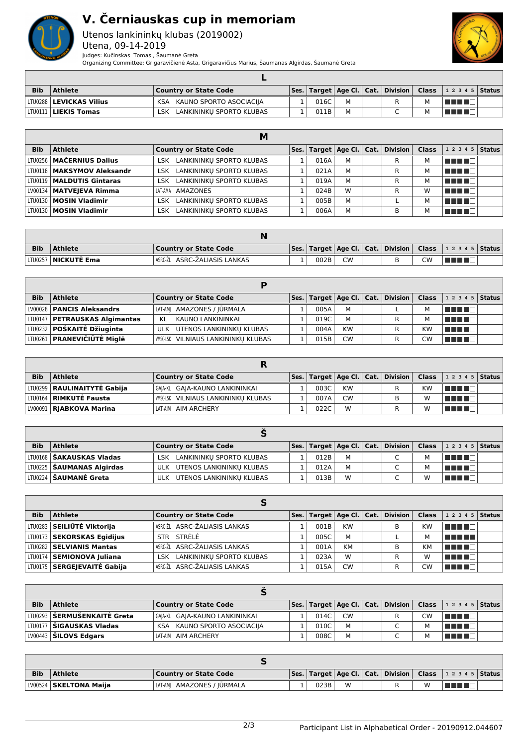# V. Černiauskas cup in memoriam

Utenos lankininkų klubas (2019002)
Utena, 09-14-2019
Judges: Kučinskas Tomas , Šaumanė Greta
Organizing Committee: Grigaravičienė Asta, Grigaravičius Marius, Šaumanas Algirdas, Šaumanė Greta

## L

| Bib | Athlete | Country or State Code | Ses. | Target | Age Cl. | Cat. | Division | Class | 1 2 3 4 5 | Status |
|---|---|---|---|---|---|---|---|---|---|---|
| LTU0288 | **LEVICKAS Vilius** | KSA KAUNO SPORTO ASOCIACIJA | 1 | 016C | M | | R | M | | |
| LTU0111 | **LIEKIS Tomas** | LSK LANKININKŲ SPORTO KLUBAS | 1 | 011B | M | | C | M | | |

## M

| Bib | Athlete | Country or State Code | Ses. | Target | Age Cl. | Cat. | Division | Class | 1 2 3 4 5 | Status |
|---|---|---|---|---|---|---|---|---|---|---|
| LTU0256 | **MAČERNIUS Dalius** | LSK LANKININKŲ SPORTO KLUBAS | 1 | 016A | M | | R | M | | |
| LTU0118 | **MAKSYMOV Aleksandr** | LSK LANKININKŲ SPORTO KLUBAS | 1 | 021A | M | | R | M | | |
| LTU0119 | **MALDUTIS Gintaras** | LSK LANKININKŲ SPORTO KLUBAS | 1 | 019A | M | | R | M | | |
| LV00134 | **MATVEJEVA Rimma** | LAT-AMA AMAZONES | 1 | 024B | W | | R | W | | |
| LTU0130 | **MOSIN Vladimir** | LSK LANKININKŲ SPORTO KLUBAS | 1 | 005B | M | | L | M | | |
| LTU0130 | **MOSIN Vladimir** | LSK LANKININKŲ SPORTO KLUBAS | 1 | 006A | M | | B | M | | |

## N

| Bib | Athlete | Country or State Code | Ses. | Target | Age Cl. | Cat. | Division | Class | 1 2 3 4 5 | Status |
|---|---|---|---|---|---|---|---|---|---|---|
| LTU0257 | **NICKUTĖ Ema** | ASRC-ŽL ASRC-ŽALIASIS LANKAS | 1 | 002B | CW | | B | CW | | |

## P

| Bib | Athlete | Country or State Code | Ses. | Target | Age Cl. | Cat. | Division | Class | 1 2 3 4 5 | Status |
|---|---|---|---|---|---|---|---|---|---|---|
| LV00028 | **PANCIS Aleksandrs** | LAT-AMJ AMAZONES / JŪRMALA | 1 | 005A | M | | L | M | | |
| LTU0147 | **PETRAUSKAS Algimantas** | KL KAUNO LANKININKAI | 1 | 019C | M | | R | M | | |
| LTU0232 | **POŠKAITĖ Džiuginta** | ULK UTENOS LANKININKŲ KLUBAS | 1 | 004A | KW | | R | KW | | |
| LTU0261 | **PRANEVIČIŪTĖ Miglė** | VMSC-LSK VILNIAUS LANKININKŲ KLUBAS | 1 | 015B | CW | | R | CW | | |

## R

| Bib | Athlete | Country or State Code | Ses. | Target | Age Cl. | Cat. | Division | Class | 1 2 3 4 5 | Status |
|---|---|---|---|---|---|---|---|---|---|---|
| LTU0299 | **RAULINAITYTĖ Gabija** | GAJA-KL GAJA-KAUNO LANKININKAI | 1 | 003C | KW | | R | KW | | |
| LTU0164 | **RIMKUTĖ Fausta** | VMSC-LSK VILNIAUS LANKININKŲ KLUBAS | 1 | 007A | CW | | B | W | | |
| LV00091 | **RJABKOVA Marina** | LAT-AIM AIM ARCHERY | 1 | 022C | W | | R | W | | |

## Š

| Bib | Athlete | Country or State Code | Ses. | Target | Age Cl. | Cat. | Division | Class | 1 2 3 4 5 | Status |
|---|---|---|---|---|---|---|---|---|---|---|
| LTU0168 | **ŠAKAUSKAS Vladas** | LSK LANKININKŲ SPORTO KLUBAS | 1 | 012B | M | | C | M | | |
| LTU0225 | **ŠAUMANAS Algirdas** | ULK UTENOS LANKININKŲ KLUBAS | 1 | 012A | M | | C | M | | |
| LTU0224 | **ŠAUMANĖ Greta** | ULK UTENOS LANKININKŲ KLUBAS | 1 | 013B | W | | C | W | | |

## S

| Bib | Athlete | Country or State Code | Ses. | Target | Age Cl. | Cat. | Division | Class | 1 2 3 4 5 | Status |
|---|---|---|---|---|---|---|---|---|---|---|
| LTU0283 | **SEILIŪTĖ Viktorija** | ASRC-ŽL ASRC-ŽALIASIS LANKAS | 1 | 001B | KW | | B | KW | | |
| LTU0173 | **SEKORSKAS Egidijus** | STR STRĖLĖ | 1 | 005C | M | | L | M | | |
| LTU0282 | **SELVIANIS Mantas** | ASRC-ŽL ASRC-ŽALIASIS LANKAS | 1 | 001A | KM | | B | KM | | |
| LTU0174 | **SEMIONOVA Juliana** | LSK LANKININKŲ SPORTO KLUBAS | 1 | 023A | W | | R | W | | |
| LTU0175 | **SERGEJEVAITĖ Gabija** | ASRC-ŽL ASRC-ŽALIASIS LANKAS | 1 | 015A | CW | | R | CW | | |

## Š

| Bib | Athlete | Country or State Code | Ses. | Target | Age Cl. | Cat. | Division | Class | 1 2 3 4 5 | Status |
|---|---|---|---|---|---|---|---|---|---|---|
| LTU0293 | **ŠERMUŠENKAITĖ Greta** | GAJA-KL GAJA-KAUNO LANKININKAI | 1 | 014C | CW | | R | CW | | |
| LTU0177 | **ŠIGAUSKAS Vladas** | KSA KAUNO SPORTO ASOCIACIJA | 1 | 010C | M | | C | M | | |
| LV00443 | **ŠILOVS Edgars** | LAT-AIM AIM ARCHERY | 1 | 008C | M | | C | M | | |

## S

| Bib | Athlete | Country or State Code | Ses. | Target | Age Cl. | Cat. | Division | Class | 1 2 3 4 5 | Status |
|---|---|---|---|---|---|---|---|---|---|---|
| LV00524 | **SKELTONA Maija** | LAT-AMJ AMAZONES / JŪRMALA | 1 | 023B | W | | R | W | | |

Participant List in Alphabetical Order - 20190912.044607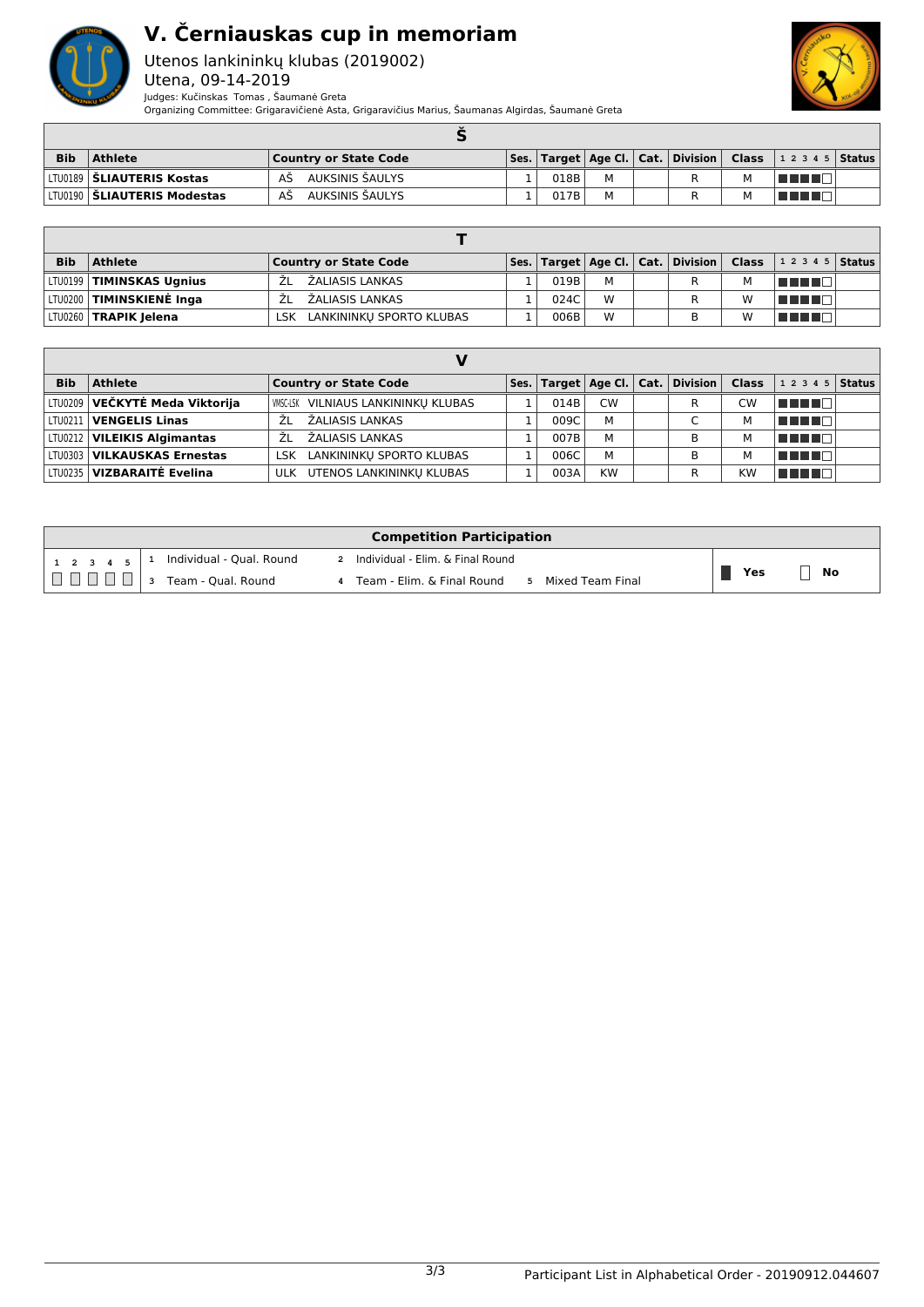# V. Černiauskas cup in memoriam

Utenos lankininkų klubas (2019002)
Utena, 09-14-2019
Judges: Kučinskas Tomas , Šaumanė Greta
Organizing Committee: Grigaravičienė Asta, Grigaravičius Marius, Šaumanas Algirdas, Šaumanė Greta

## Š

| Bib | Athlete | Country or State Code | | Ses. | Target | Age Cl. | Cat. | Division | Class | 1 2 3 4 5 | Status |
|---|---|---|---|---|---|---|---|---|---|---|---|
| LTU0189 | **ŠLIAUTERIS Kostas** | AŠ | AUKSINIS ŠAULYS | 1 | 018B | M | | R | M | ■■■■□ | |
| LTU0190 | **ŠLIAUTERIS Modestas** | AŠ | AUKSINIS ŠAULYS | 1 | 017B | M | | R | M | ■■■■□ | |

## T

| Bib | Athlete | Country or State Code | | Ses. | Target | Age Cl. | Cat. | Division | Class | 1 2 3 4 5 | Status |
|---|---|---|---|---|---|---|---|---|---|---|---|
| LTU0199 | **TIMINSKAS Ugnius** | ŽL | ŽALIASIS LANKAS | 1 | 019B | M | | R | M | ■■■■□ | |
| LTU0200 | **TIMINSKIENĖ Inga** | ŽL | ŽALIASIS LANKAS | 1 | 024C | W | | R | W | ■■■■□ | |
| LTU0260 | **TRAPIK Jelena** | LSK | LANKININKŲ SPORTO KLUBAS | 1 | 006B | W | | B | W | ■■■■□ | |

## V

| Bib | Athlete | Country or State Code | | Ses. | Target | Age Cl. | Cat. | Division | Class | 1 2 3 4 5 | Status |
|---|---|---|---|---|---|---|---|---|---|---|---|
| LTU0209 | **VEČKYTĖ Meda Viktorija** | VMSC-LSK | VILNIAUS LANKININKŲ KLUBAS | 1 | 014B | CW | | R | CW | ■■■■□ | |
| LTU0211 | **VENGELIS Linas** | ŽL | ŽALIASIS LANKAS | 1 | 009C | M | | C | M | ■■■■□ | |
| LTU0212 | **VILEIKIS Algimantas** | ŽL | ŽALIASIS LANKAS | 1 | 007B | M | | B | M | ■■■■□ | |
| LTU0303 | **VILKAUSKAS Ernestas** | LSK | LANKININKŲ SPORTO KLUBAS | 1 | 006C | M | | B | M | ■■■■□ | |
| LTU0235 | **VIZBARAITĖ Evelina** | ULK | UTENOS LANKININKŲ KLUBAS | 1 | 003A | KW | | R | KW | ■■■■□ | |

## Competition Participation

| 1 2 3 4 5 | | | |
|---|---|---|---|
| □ □ □ □ □ | 1 Individual - Qual. Round | 2 Individual - Elim. & Final Round | ■ Yes □ No |
| | 3 Team - Qual. Round | 4 Team - Elim. & Final Round 5 Mixed Team Final | |

Participant List in Alphabetical Order - 20190912.044607